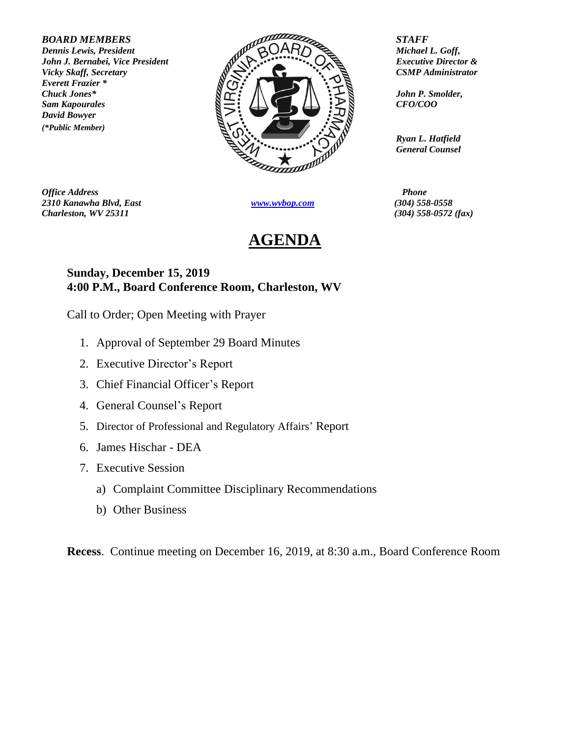***BOARD MEMBERS***
***Dennis Lewis, President***
***John J. Bernabei, Vice President***
***Vicky Skaff, Secretary***
***Everett Frazier****
***Chuck Jones****
***Sam Kapourales***
***David Bowyer***
***(*Public Member)***

***STAFF***
***Michael L. Goff,***
***Executive Director &***
***CSMP Administrator***

***John P. Smolder,***
***CFO/COO***

***Ryan L. Hatfield***
***General Counsel***

***Office Address***
***2310 Kanawha Blvd, East***
***Charleston, WV 25311***

[www.wvbop.com](http://www.wvbop.com)

***Phone***
***(304) 558-0558***
***(304) 558-0572 (fax)***

# AGENDA

**Sunday, December 15, 2019**
**4:00 P.M., Board Conference Room, Charleston, WV**

Call to Order; Open Meeting with Prayer

1. Approval of September 29 Board Minutes
2. Executive Director's Report
3. Chief Financial Officer's Report
4. General Counsel's Report
5. Director of Professional and Regulatory Affairs' Report
6. James Hischar - DEA
7. Executive Session
   a) Complaint Committee Disciplinary Recommendations
   b) Other Business

**Recess**. Continue meeting on December 16, 2019, at 8:30 a.m., Board Conference Room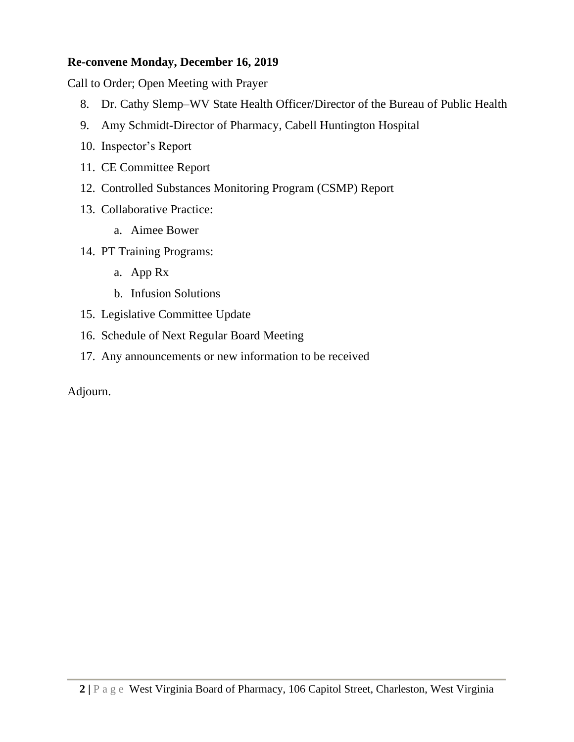**Re-convene Monday, December 16, 2019**

Call to Order; Open Meeting with Prayer

8. Dr. Cathy Slemp–WV State Health Officer/Director of the Bureau of Public Health
9. Amy Schmidt-Director of Pharmacy, Cabell Huntington Hospital
10. Inspector's Report
11. CE Committee Report
12. Controlled Substances Monitoring Program (CSMP) Report
13. Collaborative Practice:
    a. Aimee Bower
14. PT Training Programs:
    a. App Rx
    b. Infusion Solutions
15. Legislative Committee Update
16. Schedule of Next Regular Board Meeting
17. Any announcements or new information to be received

Adjourn.